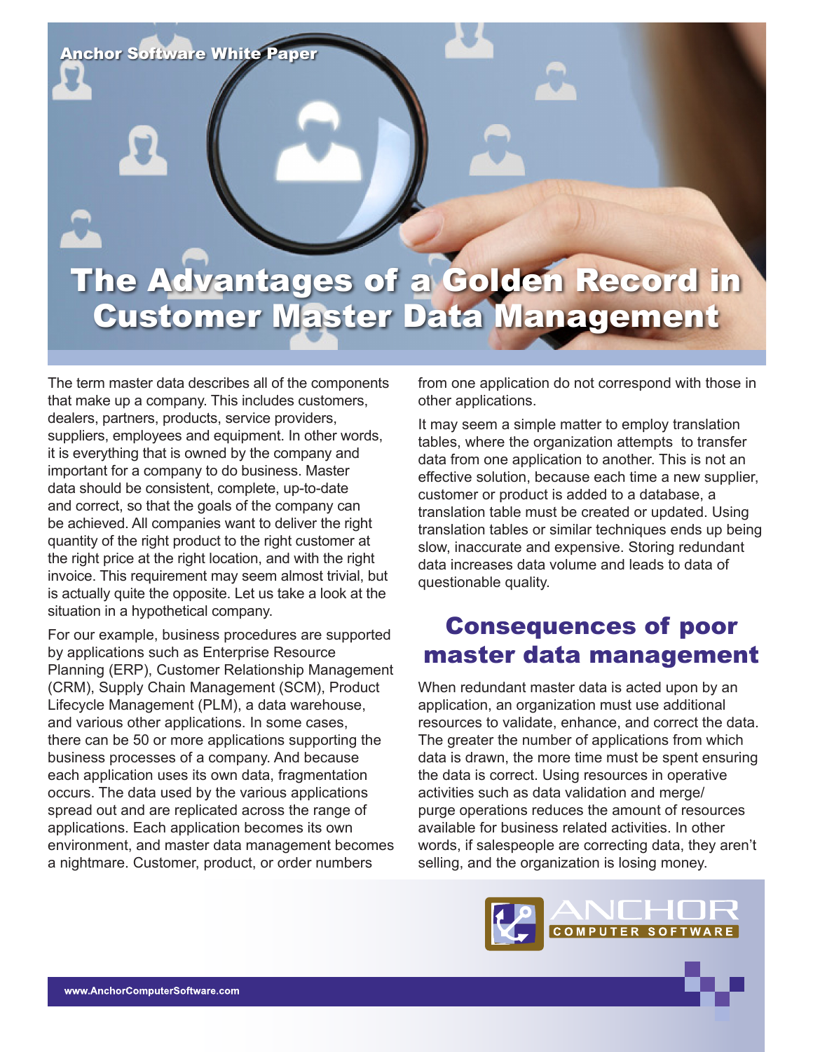Anchor Software White Paper

# The Advantages of a Golden Record in Customer Master Data Management

The term master data describes all of the components that make up a company. This includes customers, dealers, partners, products, service providers, suppliers, employees and equipment. In other words, it is everything that is owned by the company and important for a company to do business. Master data should be consistent, complete, up-to-date and correct, so that the goals of the company can be achieved. All companies want to deliver the right quantity of the right product to the right customer at the right price at the right location, and with the right invoice. This requirement may seem almost trivial, but is actually quite the opposite. Let us take a look at the situation in a hypothetical company.

For our example, business procedures are supported by applications such as Enterprise Resource Planning (ERP), Customer Relationship Management (CRM), Supply Chain Management (SCM), Product Lifecycle Management (PLM), a data warehouse, and various other applications. In some cases, there can be 50 or more applications supporting the business processes of a company. And because each application uses its own data, fragmentation occurs. The data used by the various applications spread out and are replicated across the range of applications. Each application becomes its own environment, and master data management becomes a nightmare. Customer, product, or order numbers from one application do not correspond with those in other applications.

It may seem a simple matter to employ translation tables, where the organization attempts to transfer data from one application to another. This is not an effective solution, because each time a new supplier, customer or product is added to a database, a translation table must be created or updated. Using translation tables or similar techniques ends up being slow, inaccurate and expensive. Storing redundant data increases data volume and leads to data of questionable quality.

## Consequences of poor master data management

When redundant master data is acted upon by an application, an organization must use additional resources to validate, enhance, and correct the data. The greater the number of applications from which data is drawn, the more time must be spent ensuring the data is correct. Using resources in operative activities such as data validation and merge/purge operations reduces the amount of resources available for business related activities. In other words, if salespeople are correcting data, they aren't selling, and the organization is losing money.

ANCHOR COMPUTER SOFTWARE

www.AnchorComputerSoftware.com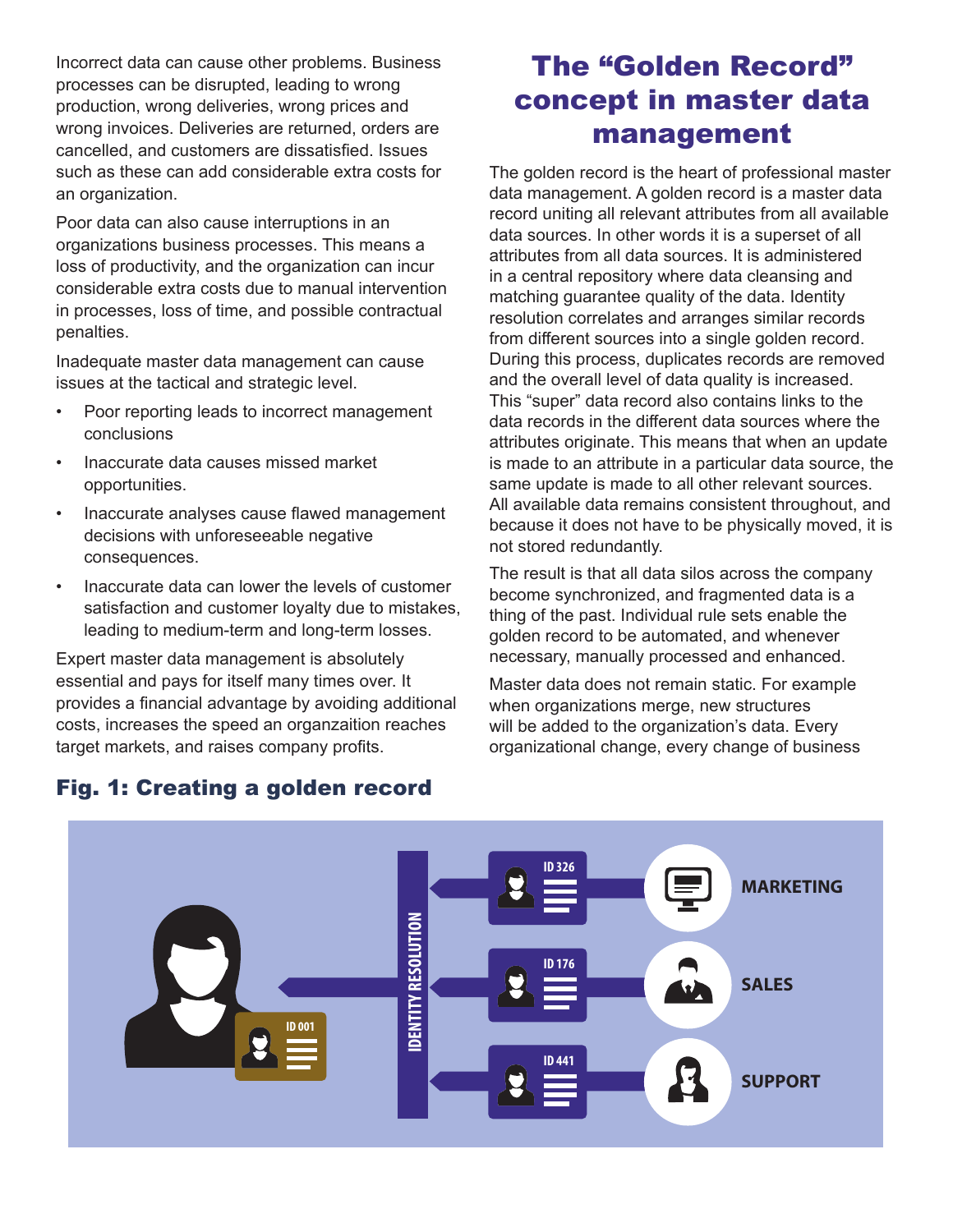Incorrect data can cause other problems. Business processes can be disrupted, leading to wrong production, wrong deliveries, wrong prices and wrong invoices. Deliveries are returned, orders are cancelled, and customers are dissatisfied. Issues such as these can add considerable extra costs for an organization.

Poor data can also cause interruptions in an organizations business processes. This means a loss of productivity, and the organization can incur considerable extra costs due to manual intervention in processes, loss of time, and possible contractual penalties.

Inadequate master data management can cause issues at the tactical and strategic level.

- Poor reporting leads to incorrect management conclusions
- Inaccurate data causes missed market opportunities.
- Inaccurate analyses cause flawed management decisions with unforeseeable negative consequences.
- Inaccurate data can lower the levels of customer satisfaction and customer loyalty due to mistakes, leading to medium-term and long-term losses.

Expert master data management is absolutely essential and pays for itself many times over. It provides a financial advantage by avoiding additional costs, increases the speed an organzaition reaches target markets, and raises company profits.

## The "Golden Record" concept in master data management

The golden record is the heart of professional master data management. A golden record is a master data record uniting all relevant attributes from all available data sources. In other words it is a superset of all attributes from all data sources. It is administered in a central repository where data cleansing and matching guarantee quality of the data. Identity resolution correlates and arranges similar records from different sources into a single golden record. During this process, duplicates records are removed and the overall level of data quality is increased. This "super" data record also contains links to the data records in the different data sources where the attributes originate. This means that when an update is made to an attribute in a particular data source, the same update is made to all other relevant sources. All available data remains consistent throughout, and because it does not have to be physically moved, it is not stored redundantly.

The result is that all data silos across the company become synchronized, and fragmented data is a thing of the past. Individual rule sets enable the golden record to be automated, and whenever necessary, manually processed and enhanced.

Master data does not remain static. For example when organizations merge, new structures will be added to the organization's data. Every organizational change, every change of business

### Fig. 1: Creating a golden record

ID 001 — IDENTITY RESOLUTION — ID 326 (MARKETING), ID 176 (SALES), ID 441 (SUPPORT)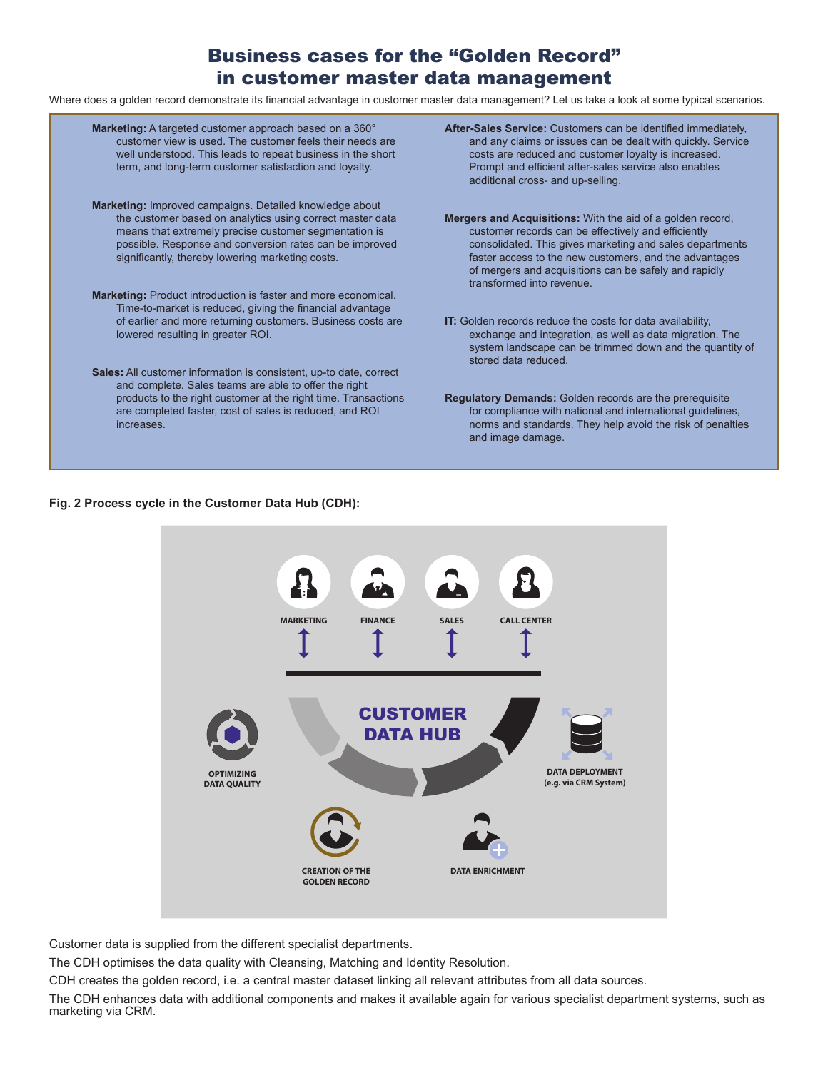# Business cases for the "Golden Record" in customer master data management

Where does a golden record demonstrate its financial advantage in customer master data management? Let us take a look at some typical scenarios.

**Marketing:** A targeted customer approach based on a 360° customer view is used. The customer feels their needs are well understood. This leads to repeat business in the short term, and long-term customer satisfaction and loyalty.

**Marketing:** Improved campaigns. Detailed knowledge about the customer based on analytics using correct master data means that extremely precise customer segmentation is possible. Response and conversion rates can be improved significantly, thereby lowering marketing costs.

**Marketing:** Product introduction is faster and more economical. Time-to-market is reduced, giving the financial advantage of earlier and more returning customers. Business costs are lowered resulting in greater ROI.

**Sales:** All customer information is consistent, up-to date, correct and complete. Sales teams are able to offer the right products to the right customer at the right time. Transactions are completed faster, cost of sales is reduced, and ROI increases.

**After-Sales Service:** Customers can be identified immediately, and any claims or issues can be dealt with quickly. Service costs are reduced and customer loyalty is increased. Prompt and efficient after-sales service also enables additional cross- and up-selling.

**Mergers and Acquisitions:** With the aid of a golden record, customer records can be effectively and efficiently consolidated. This gives marketing and sales departments faster access to the new customers, and the advantages of mergers and acquisitions can be safely and rapidly transformed into revenue.

**IT:** Golden records reduce the costs for data availability, exchange and integration, as well as data migration. The system landscape can be trimmed down and the quantity of stored data reduced.

**Regulatory Demands:** Golden records are the prerequisite for compliance with national and international guidelines, norms and standards. They help avoid the risk of penalties and image damage.

**Fig. 2 Process cycle in the Customer Data Hub (CDH):**

MARKETING | FINANCE | SALES | CALL CENTER

CUSTOMER DATA HUB

OPTIMIZING DATA QUALITY

DATA DEPLOYMENT (e.g. via CRM System)

CREATION OF THE GOLDEN RECORD

DATA ENRICHMENT

Customer data is supplied from the different specialist departments.

The CDH optimises the data quality with Cleansing, Matching and Identity Resolution.

CDH creates the golden record, i.e. a central master dataset linking all relevant attributes from all data sources.

The CDH enhances data with additional components and makes it available again for various specialist department systems, such as marketing via CRM.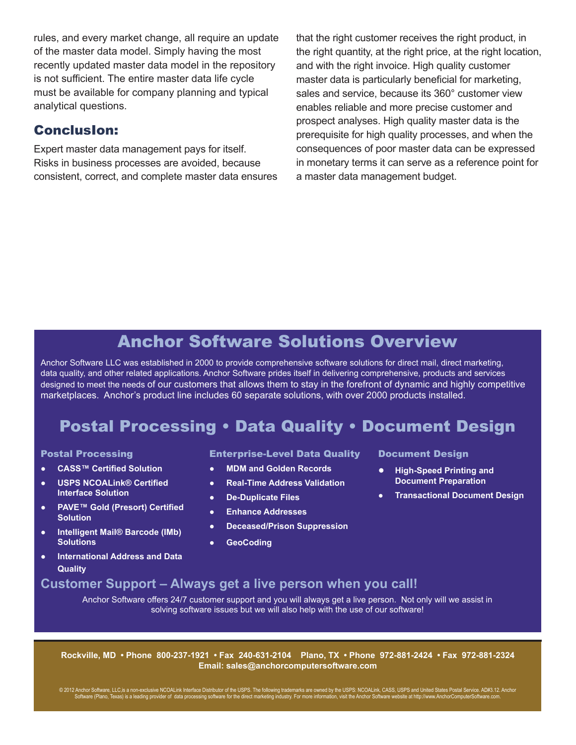rules, and every market change, all require an update of the master data model. Simply having the most recently updated master data model in the repository is not sufficient. The entire master data life cycle must be available for company planning and typical analytical questions.

## Conclusion:

Expert master data management pays for itself. Risks in business processes are avoided, because consistent, correct, and complete master data ensures that the right customer receives the right product, in the right quantity, at the right price, at the right location, and with the right invoice. High quality customer master data is particularly beneficial for marketing, sales and service, because its 360° customer view enables reliable and more precise customer and prospect analyses. High quality master data is the prerequisite for high quality processes, and when the consequences of poor master data can be expressed in monetary terms it can serve as a reference point for a master data management budget.

# Anchor Software Solutions Overview

Anchor Software LLC was established in 2000 to provide comprehensive software solutions for direct mail, direct marketing, data quality, and other related applications. Anchor Software prides itself in delivering comprehensive, products and services designed to meet the needs of our customers that allows them to stay in the forefront of dynamic and highly competitive marketplaces. Anchor's product line includes 60 separate solutions, with over 2000 products installed.

## Postal Processing • Data Quality • Document Design

### Postal Processing

- **CASS™ Certified Solution**
- **USPS NCOALink® Certified Interface Solution**
- **PAVE™ Gold (Presort) Certified Solution**
- **Intelligent Mail® Barcode (IMb) Solutions**
- **International Address and Data Quality**

### Enterprise-Level Data Quality

- **MDM and Golden Records**
- **Real-Time Address Validation**
- **De-Duplicate Files**
- **Enhance Addresses**
- **Deceased/Prison Suppression**
- **GeoCoding**

### Document Design

- **High-Speed Printing and Document Preparation**
- **Transactional Document Design**

## Customer Support – Always get a live person when you call!

Anchor Software offers 24/7 customer support and you will always get a live person. Not only will we assist in solving software issues but we will also help with the use of our software!

**Rockville, MD • Phone 800-237-1921 • Fax 240-631-2104 Plano, TX • Phone 972-881-2424 • Fax 972-881-2324**
**Email: sales@anchorcomputersoftware.com**

© 2012 Anchor Software, LLC,is a non-exclusive NCOALink Interface Distributor of the USPS. The following trademarks are owned by the USPS: NCOALink, CASS, USPS and United States Postal Service. AD#3.12. Anchor Software (Plano, Texas) is a leading provider of data processing software for the direct marketing industry. For more information, visit the Anchor Software website at http://www.AnchorComputerSoftware.com.